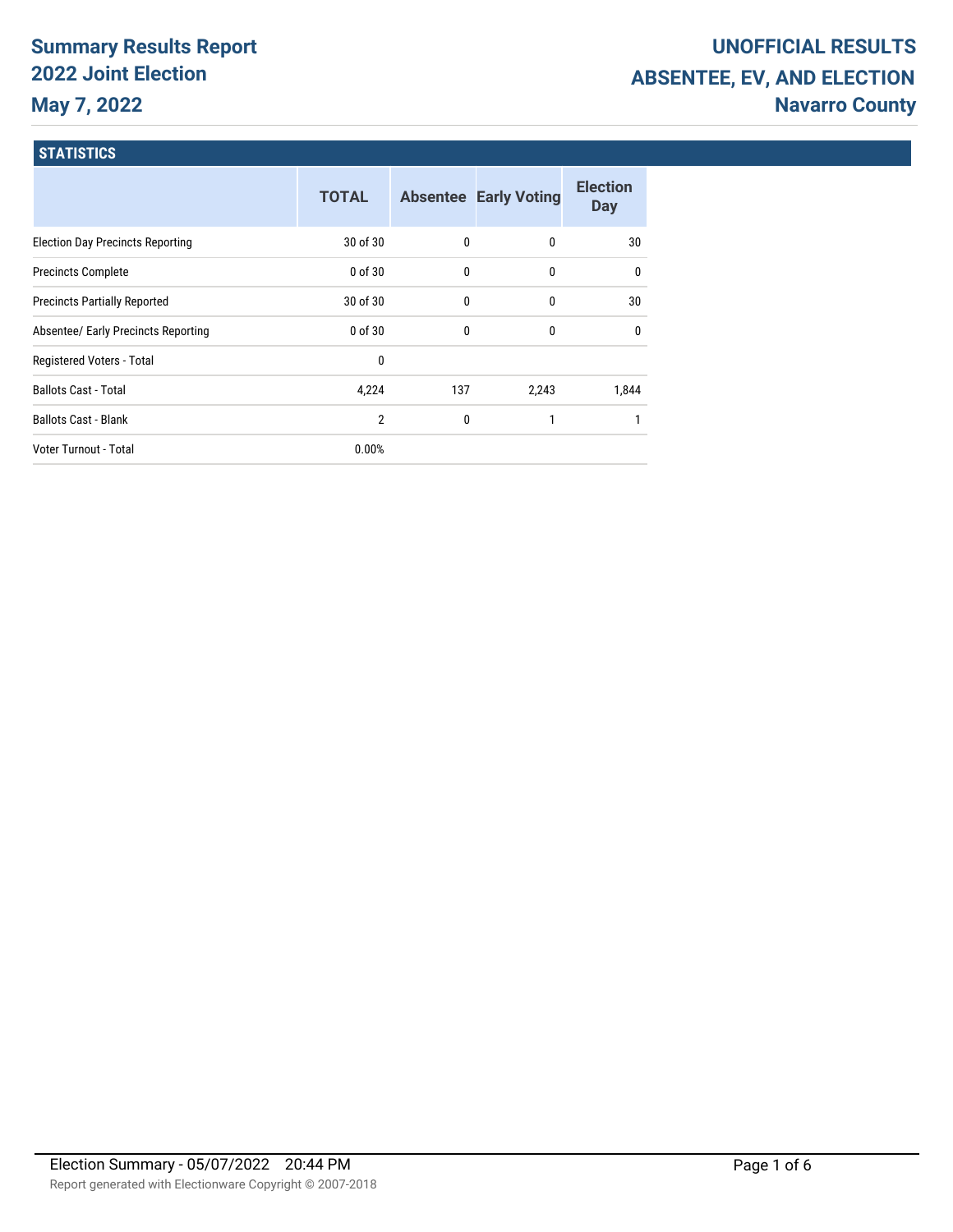# Summary Results Report
## 2022 Joint Election
## May 7, 2022

# UNOFFICIAL RESULTS
## ABSENTEE, EV, AND ELECTION
## Navarro County

### STATISTICS

| | TOTAL | Absentee | Early Voting | Election Day |
|---|---|---|---|---|
| Election Day Precincts Reporting | 30 of 30 | 0 | 0 | 30 |
| Precincts Complete | 0 of 30 | 0 | 0 | 0 |
| Precincts Partially Reported | 30 of 30 | 0 | 0 | 30 |
| Absentee/ Early Precincts Reporting | 0 of 30 | 0 | 0 | 0 |
| Registered Voters - Total | 0 | | | |
| Ballots Cast - Total | 4,224 | 137 | 2,243 | 1,844 |
| Ballots Cast - Blank | 2 | 0 | 1 | 1 |
| Voter Turnout - Total | 0.00% | | | |

Election Summary - 05/07/2022 20:44 PM

Report generated with Electionware Copyright © 2007-2018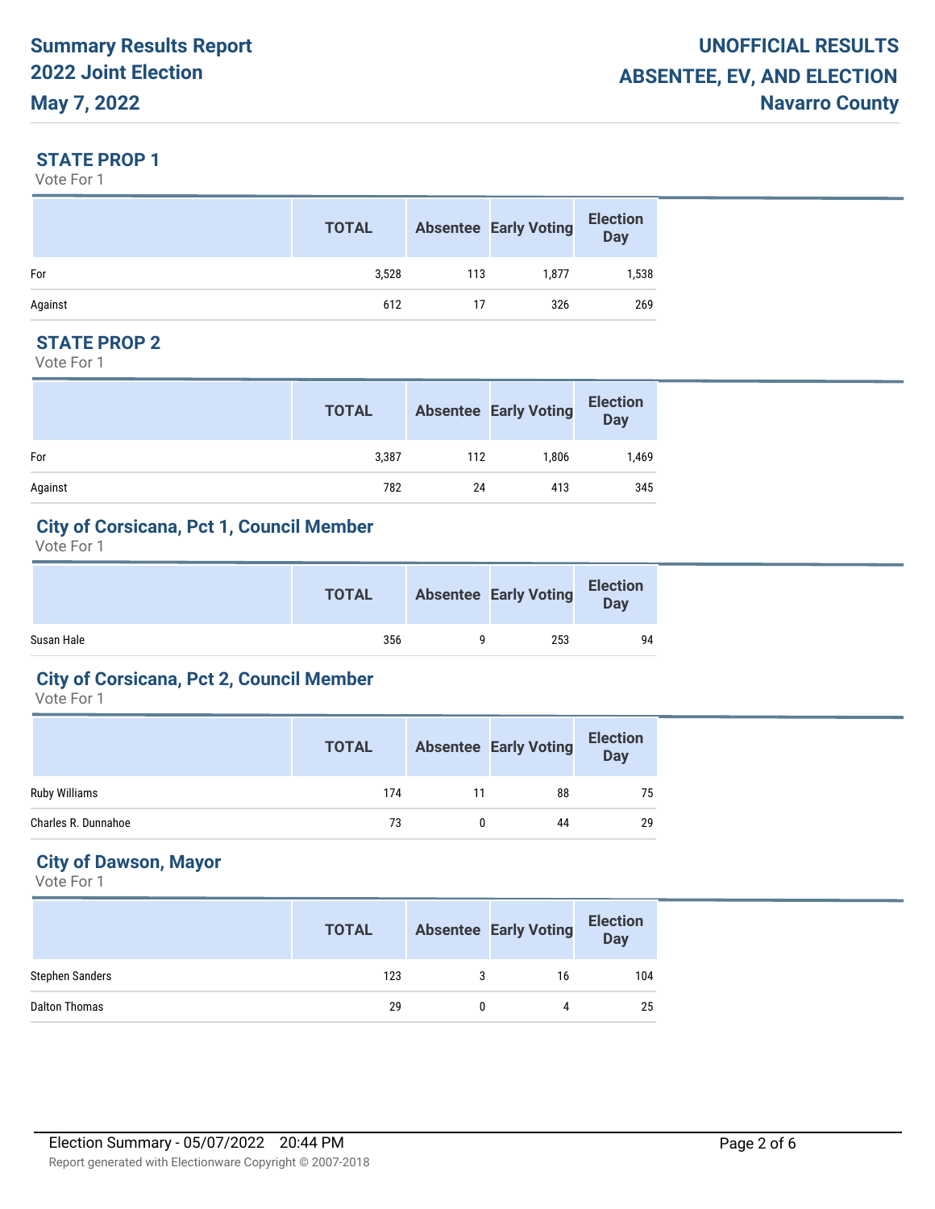## STATE PROP 1

Vote For 1

| | TOTAL | Absentee | Early Voting | Election Day |
|---|---|---|---|---|
| For | 3,528 | 113 | 1,877 | 1,538 |
| Against | 612 | 17 | 326 | 269 |

## STATE PROP 2

Vote For 1

| | TOTAL | Absentee | Early Voting | Election Day |
|---|---|---|---|---|
| For | 3,387 | 112 | 1,806 | 1,469 |
| Against | 782 | 24 | 413 | 345 |

## City of Corsicana, Pct 1, Council Member

Vote For 1

| | TOTAL | Absentee | Early Voting | Election Day |
|---|---|---|---|---|
| Susan Hale | 356 | 9 | 253 | 94 |

## City of Corsicana, Pct 2, Council Member

Vote For 1

| | TOTAL | Absentee | Early Voting | Election Day |
|---|---|---|---|---|
| Ruby Williams | 174 | 11 | 88 | 75 |
| Charles R. Dunnahoe | 73 | 0 | 44 | 29 |

## City of Dawson, Mayor

Vote For 1

| | TOTAL | Absentee | Early Voting | Election Day |
|---|---|---|---|---|
| Stephen Sanders | 123 | 3 | 16 | 104 |
| Dalton Thomas | 29 | 0 | 4 | 25 |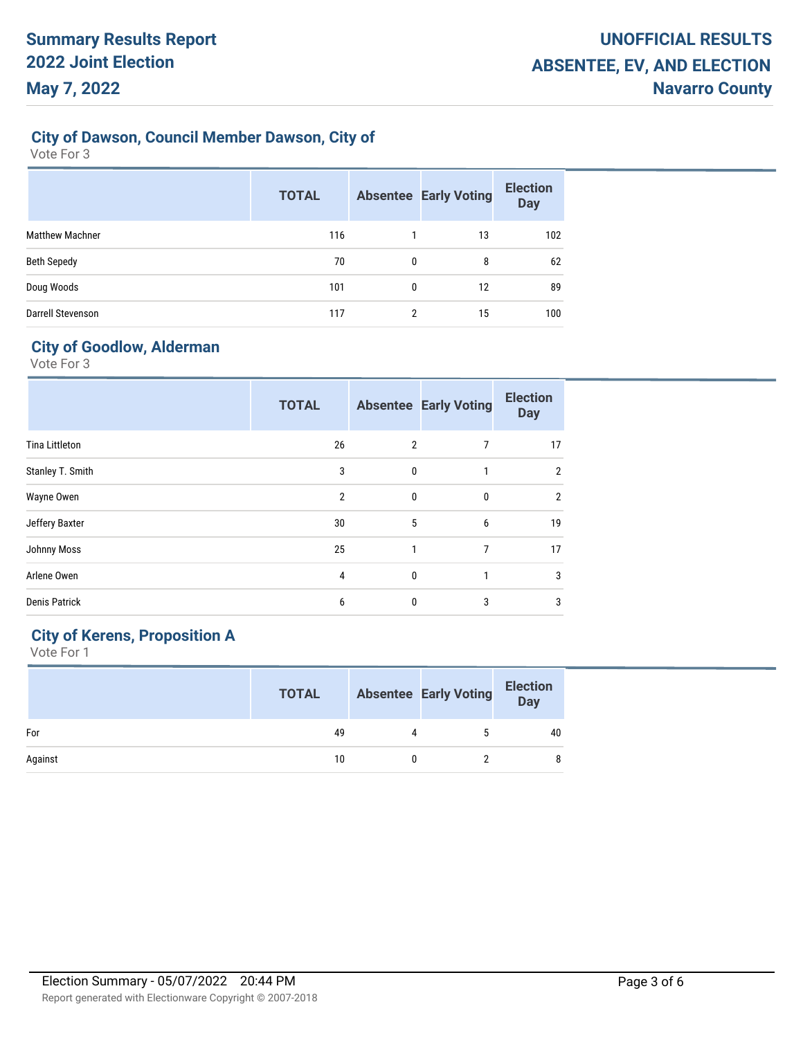# Summary Results Report
## 2022 Joint Election
## May 7, 2022

**UNOFFICIAL RESULTS**
**ABSENTEE, EV, AND ELECTION**
**Navarro County**

### City of Dawson, Council Member Dawson, City of

Vote For 3

| | TOTAL | Absentee | Early Voting | Election Day |
|---|---|---|---|---|
| Matthew Machner | 116 | 1 | 13 | 102 |
| Beth Sepedy | 70 | 0 | 8 | 62 |
| Doug Woods | 101 | 0 | 12 | 89 |
| Darrell Stevenson | 117 | 2 | 15 | 100 |

### City of Goodlow, Alderman

Vote For 3

| | TOTAL | Absentee | Early Voting | Election Day |
|---|---|---|---|---|
| Tina Littleton | 26 | 2 | 7 | 17 |
| Stanley T. Smith | 3 | 0 | 1 | 2 |
| Wayne Owen | 2 | 0 | 0 | 2 |
| Jeffery Baxter | 30 | 5 | 6 | 19 |
| Johnny Moss | 25 | 1 | 7 | 17 |
| Arlene Owen | 4 | 0 | 1 | 3 |
| Denis Patrick | 6 | 0 | 3 | 3 |

### City of Kerens, Proposition A

Vote For 1

| | TOTAL | Absentee | Early Voting | Election Day |
|---|---|---|---|---|
| For | 49 | 4 | 5 | 40 |
| Against | 10 | 0 | 2 | 8 |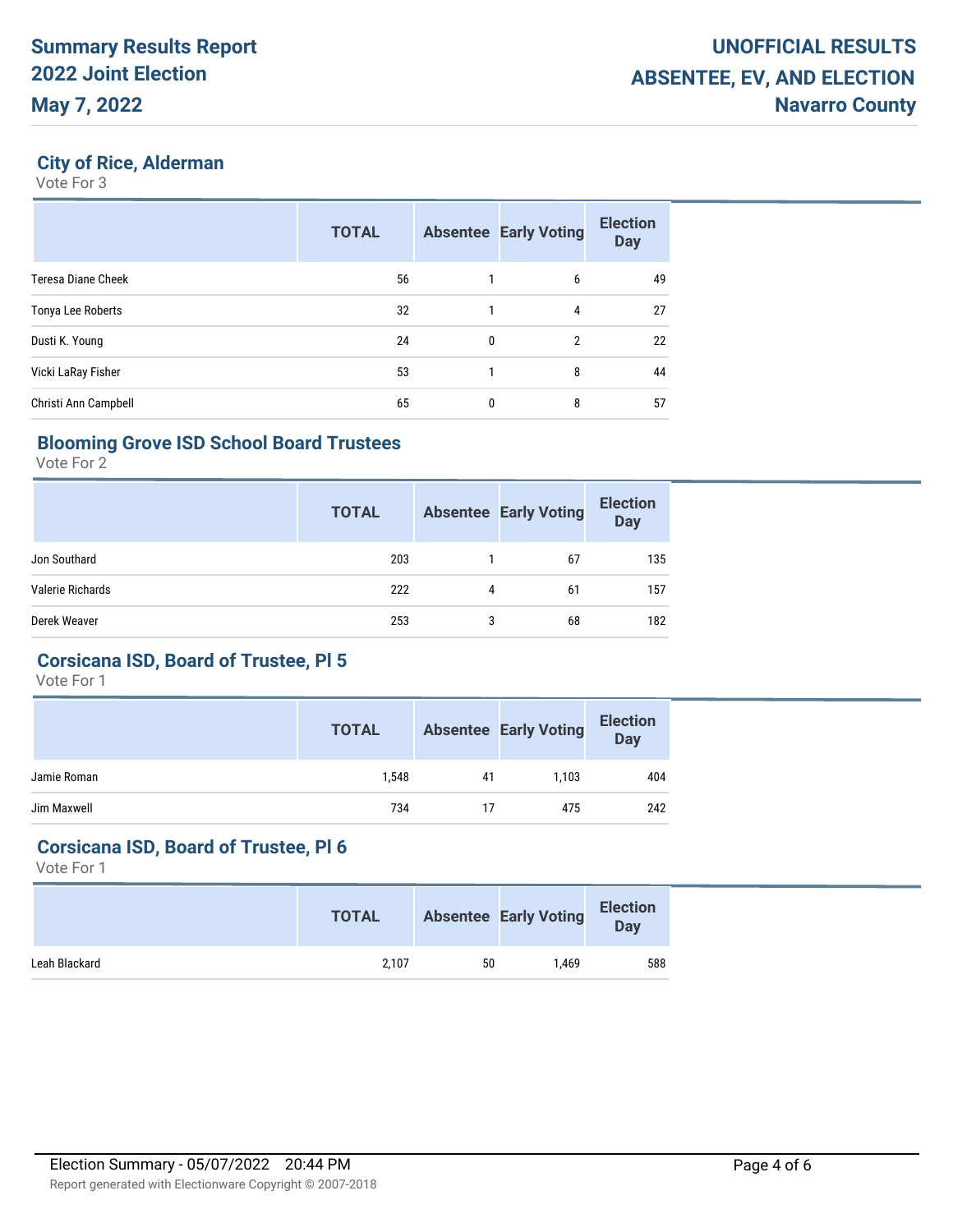## City of Rice, Alderman

Vote For 3

| | TOTAL | Absentee | Early Voting | Election Day |
|---|---|---|---|---|
| Teresa Diane Cheek | 56 | 1 | 6 | 49 |
| Tonya Lee Roberts | 32 | 1 | 4 | 27 |
| Dusti K. Young | 24 | 0 | 2 | 22 |
| Vicki LaRay Fisher | 53 | 1 | 8 | 44 |
| Christi Ann Campbell | 65 | 0 | 8 | 57 |

## Blooming Grove ISD School Board Trustees

Vote For 2

| | TOTAL | Absentee | Early Voting | Election Day |
|---|---|---|---|---|
| Jon Southard | 203 | 1 | 67 | 135 |
| Valerie Richards | 222 | 4 | 61 | 157 |
| Derek Weaver | 253 | 3 | 68 | 182 |

## Corsicana ISD, Board of Trustee, Pl 5

Vote For 1

| | TOTAL | Absentee | Early Voting | Election Day |
|---|---|---|---|---|
| Jamie Roman | 1,548 | 41 | 1,103 | 404 |
| Jim Maxwell | 734 | 17 | 475 | 242 |

## Corsicana ISD, Board of Trustee, Pl 6

Vote For 1

| | TOTAL | Absentee | Early Voting | Election Day |
|---|---|---|---|---|
| Leah Blackard | 2,107 | 50 | 1,469 | 588 |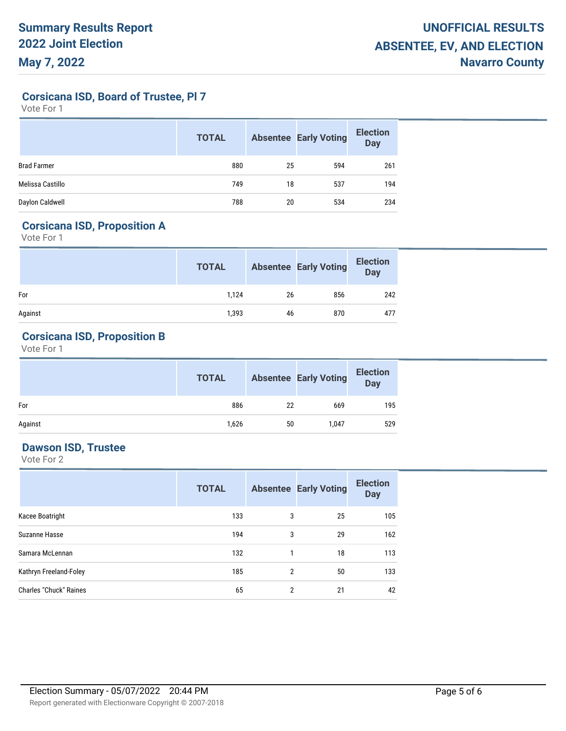## Corsicana ISD, Board of Trustee, Pl 7

Vote For 1

| | TOTAL | Absentee | Early Voting | Election Day |
|---|---|---|---|---|
| Brad Farmer | 880 | 25 | 594 | 261 |
| Melissa Castillo | 749 | 18 | 537 | 194 |
| Daylon Caldwell | 788 | 20 | 534 | 234 |

## Corsicana ISD, Proposition A

Vote For 1

| | TOTAL | Absentee | Early Voting | Election Day |
|---|---|---|---|---|
| For | 1,124 | 26 | 856 | 242 |
| Against | 1,393 | 46 | 870 | 477 |

## Corsicana ISD, Proposition B

Vote For 1

| | TOTAL | Absentee | Early Voting | Election Day |
|---|---|---|---|---|
| For | 886 | 22 | 669 | 195 |
| Against | 1,626 | 50 | 1,047 | 529 |

## Dawson ISD, Trustee

Vote For 2

| | TOTAL | Absentee | Early Voting | Election Day |
|---|---|---|---|---|
| Kacee Boatright | 133 | 3 | 25 | 105 |
| Suzanne Hasse | 194 | 3 | 29 | 162 |
| Samara McLennan | 132 | 1 | 18 | 113 |
| Kathryn Freeland-Foley | 185 | 2 | 50 | 133 |
| Charles "Chuck" Raines | 65 | 2 | 21 | 42 |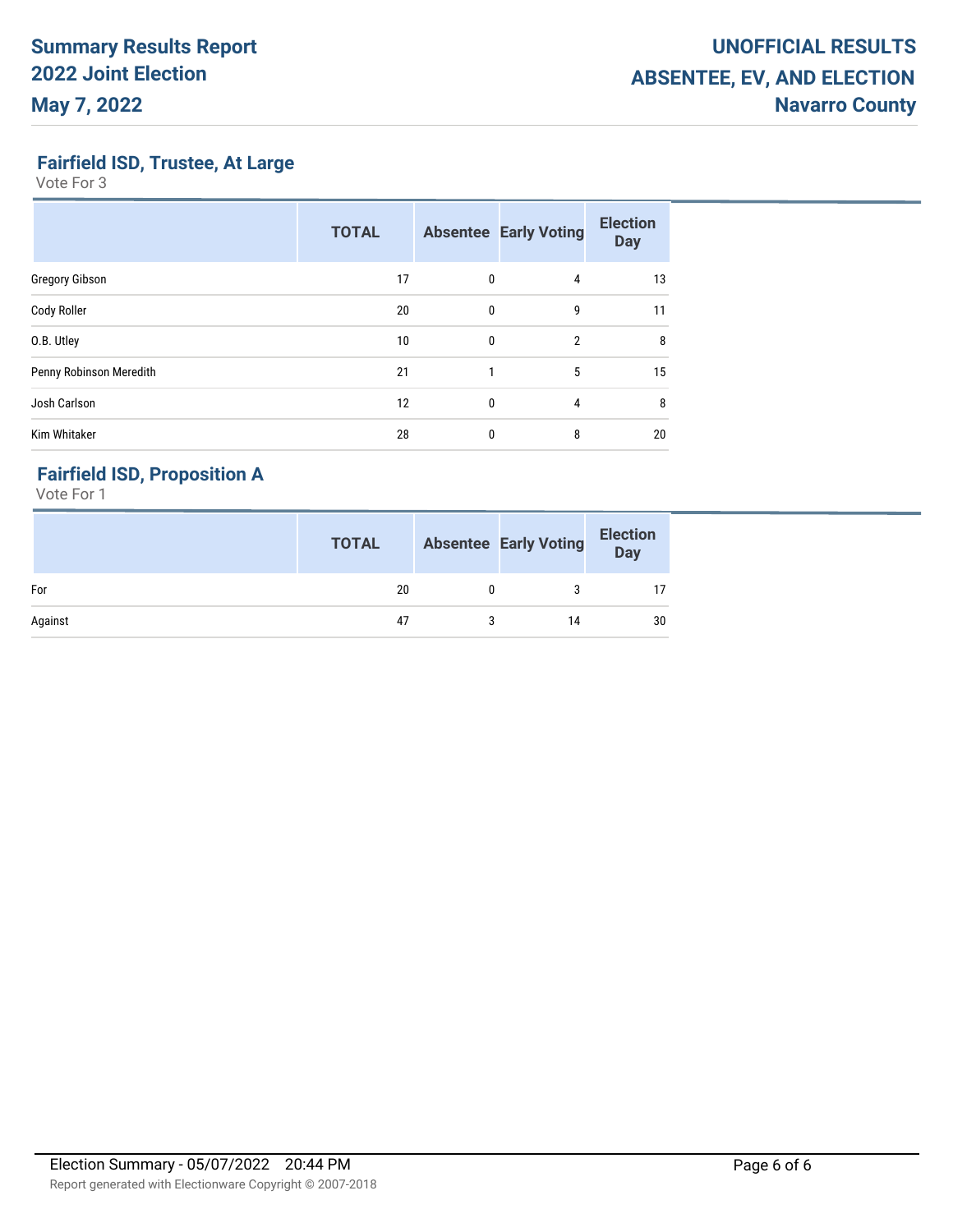# Summary Results Report
## 2022 Joint Election
## May 7, 2022

## UNOFFICIAL RESULTS
## ABSENTEE, EV, AND ELECTION
## Navarro County

### Fairfield ISD, Trustee, At Large

Vote For 3

| | TOTAL | Absentee | Early Voting | Election Day |
|---|---|---|---|---|
| Gregory Gibson | 17 | 0 | 4 | 13 |
| Cody Roller | 20 | 0 | 9 | 11 |
| O.B. Utley | 10 | 0 | 2 | 8 |
| Penny Robinson Meredith | 21 | 1 | 5 | 15 |
| Josh Carlson | 12 | 0 | 4 | 8 |
| Kim Whitaker | 28 | 0 | 8 | 20 |

### Fairfield ISD, Proposition A

Vote For 1

| | TOTAL | Absentee | Early Voting | Election Day |
|---|---|---|---|---|
| For | 20 | 0 | 3 | 17 |
| Against | 47 | 3 | 14 | 30 |

Election Summary - 05/07/2022 20:44 PM

Report generated with Electionware Copyright © 2007-2018